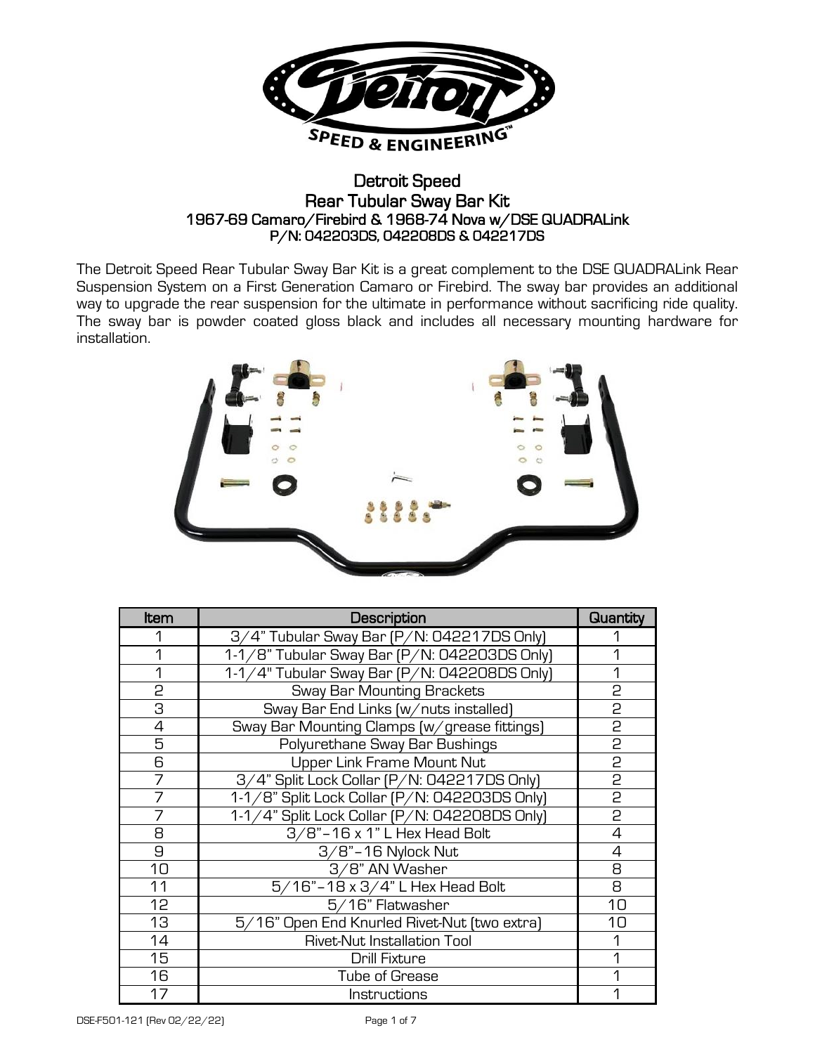# Detroit Speed
## Rear Tubular Sway Bar Kit
### 1967-69 Camaro/Firebird & 1968-74 Nova w/DSE QUADRALink
### P/N: 042203DS, 042208DS & 042217DS

The Detroit Speed Rear Tubular Sway Bar Kit is a great complement to the DSE QUADRALink Rear Suspension System on a First Generation Camaro or Firebird. The sway bar provides an additional way to upgrade the rear suspension for the ultimate in performance without sacrificing ride quality. The sway bar is powder coated gloss black and includes all necessary mounting hardware for installation.

| Item | Description | Quantity |
|---|---|---|
| 1 | 3/4" Tubular Sway Bar (P/N: 042217DS Only) | 1 |
| 1 | 1-1/8" Tubular Sway Bar (P/N: 042203DS Only) | 1 |
| 1 | 1-1/4" Tubular Sway Bar (P/N: 042208DS Only) | 1 |
| 2 | Sway Bar Mounting Brackets | 2 |
| 3 | Sway Bar End Links (w/nuts installed) | 2 |
| 4 | Sway Bar Mounting Clamps (w/grease fittings) | 2 |
| 5 | Polyurethane Sway Bar Bushings | 2 |
| 6 | Upper Link Frame Mount Nut | 2 |
| 7 | 3/4" Split Lock Collar (P/N: 042217DS Only) | 2 |
| 7 | 1-1/8" Split Lock Collar (P/N: 042203DS Only) | 2 |
| 7 | 1-1/4" Split Lock Collar (P/N: 042208DS Only) | 2 |
| 8 | 3/8"-16 x 1" L Hex Head Bolt | 4 |
| 9 | 3/8"-16 Nylock Nut | 4 |
| 10 | 3/8" AN Washer | 8 |
| 11 | 5/16"-18 x 3/4" L Hex Head Bolt | 8 |
| 12 | 5/16" Flatwasher | 10 |
| 13 | 5/16" Open End Knurled Rivet-Nut (two extra) | 10 |
| 14 | Rivet-Nut Installation Tool | 1 |
| 15 | Drill Fixture | 1 |
| 16 | Tube of Grease | 1 |
| 17 | Instructions | 1 |

DSE-F501-121 (Rev 02/22/22)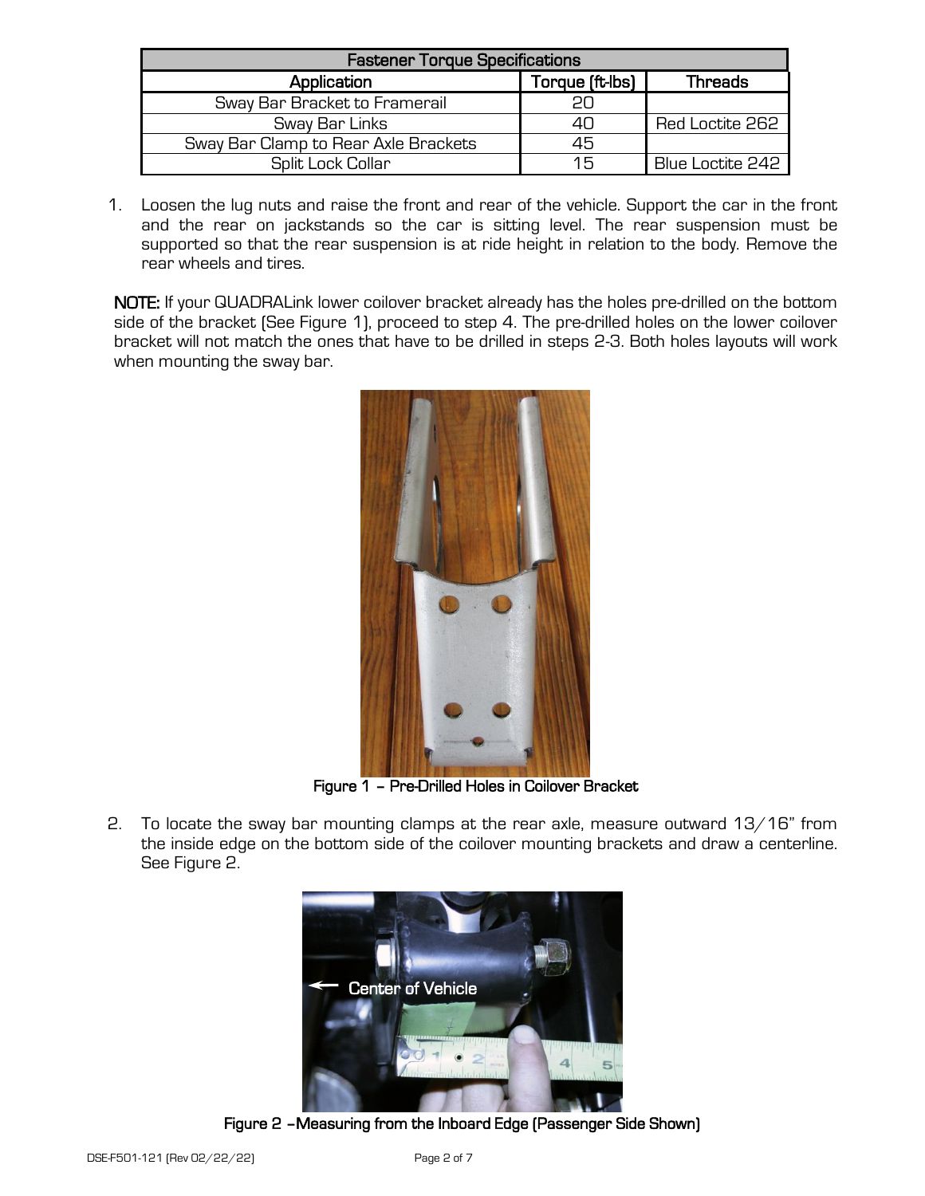| Fastener Torque Specifications | | |
| --- | --- | --- |
| Application | Torque (ft-lbs) | Threads |
| Sway Bar Bracket to Framerail | 20 | |
| Sway Bar Links | 40 | Red Loctite 262 |
| Sway Bar Clamp to Rear Axle Brackets | 45 | |
| Split Lock Collar | 15 | Blue Loctite 242 |

1. Loosen the lug nuts and raise the front and rear of the vehicle. Support the car in the front and the rear on jackstands so the car is sitting level. The rear suspension must be supported so that the rear suspension is at ride height in relation to the body. Remove the rear wheels and tires.

**NOTE:** If your QUADRALink lower coilover bracket already has the holes pre-drilled on the bottom side of the bracket (See Figure 1), proceed to step 4. The pre-drilled holes on the lower coilover bracket will not match the ones that have to be drilled in steps 2-3. Both holes layouts will work when mounting the sway bar.

**Figure 1 – Pre-Drilled Holes in Coilover Bracket**

2. To locate the sway bar mounting clamps at the rear axle, measure outward 13/16" from the inside edge on the bottom side of the coilover mounting brackets and draw a centerline. See Figure 2.

**Figure 2 –Measuring from the Inboard Edge (Passenger Side Shown)**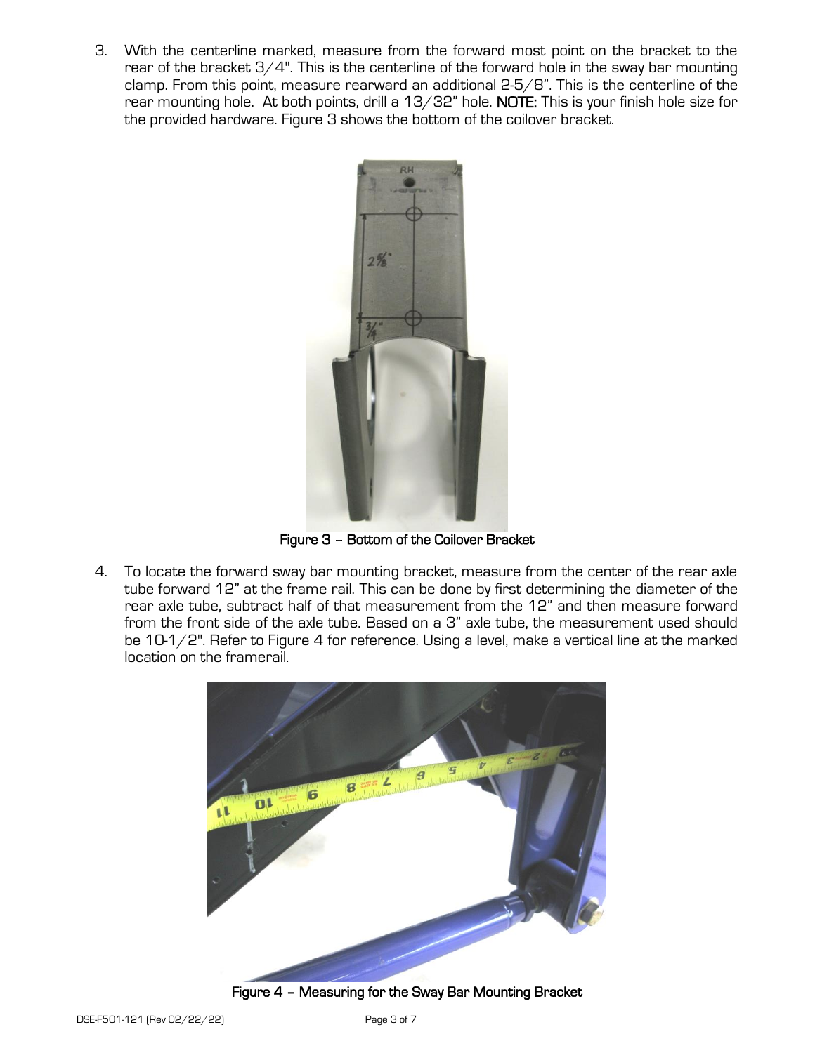3. With the centerline marked, measure from the forward most point on the bracket to the rear of the bracket 3/4". This is the centerline of the forward hole in the sway bar mounting clamp. From this point, measure rearward an additional 2-5/8". This is the centerline of the rear mounting hole. At both points, drill a 13/32" hole. **NOTE:** This is your finish hole size for the provided hardware. Figure 3 shows the bottom of the coilover bracket.

**Figure 3 – Bottom of the Coilover Bracket**

4. To locate the forward sway bar mounting bracket, measure from the center of the rear axle tube forward 12" at the frame rail. This can be done by first determining the diameter of the rear axle tube, subtract half of that measurement from the 12" and then measure forward from the front side of the axle tube. Based on a 3" axle tube, the measurement used should be 10-1/2". Refer to Figure 4 for reference. Using a level, make a vertical line at the marked location on the framerail.

**Figure 4 – Measuring for the Sway Bar Mounting Bracket**

DSE-F501-121 (Rev 02/22/22)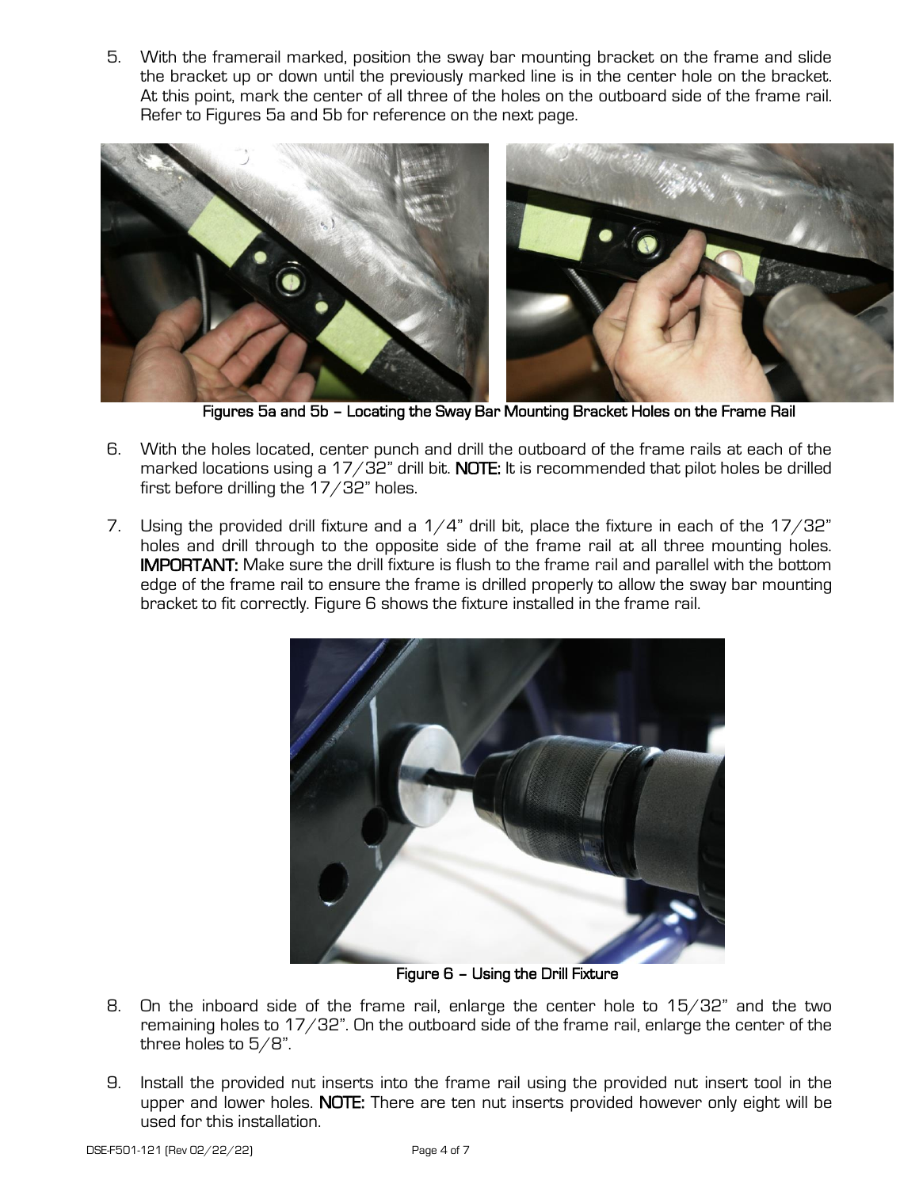5. With the framerail marked, position the sway bar mounting bracket on the frame and slide the bracket up or down until the previously marked line is in the center hole on the bracket. At this point, mark the center of all three of the holes on the outboard side of the frame rail. Refer to Figures 5a and 5b for reference on the next page.

**Figures 5a and 5b – Locating the Sway Bar Mounting Bracket Holes on the Frame Rail**

6. With the holes located, center punch and drill the outboard of the frame rails at each of the marked locations using a 17/32" drill bit. **NOTE:** It is recommended that pilot holes be drilled first before drilling the 17/32" holes.

7. Using the provided drill fixture and a 1/4" drill bit, place the fixture in each of the 17/32" holes and drill through to the opposite side of the frame rail at all three mounting holes. **IMPORTANT:** Make sure the drill fixture is flush to the frame rail and parallel with the bottom edge of the frame rail to ensure the frame is drilled properly to allow the sway bar mounting bracket to fit correctly. Figure 6 shows the fixture installed in the frame rail.

**Figure 6 – Using the Drill Fixture**

8. On the inboard side of the frame rail, enlarge the center hole to 15/32" and the two remaining holes to 17/32". On the outboard side of the frame rail, enlarge the center of the three holes to 5/8".

9. Install the provided nut inserts into the frame rail using the provided nut insert tool in the upper and lower holes. **NOTE:** There are ten nut inserts provided however only eight will be used for this installation.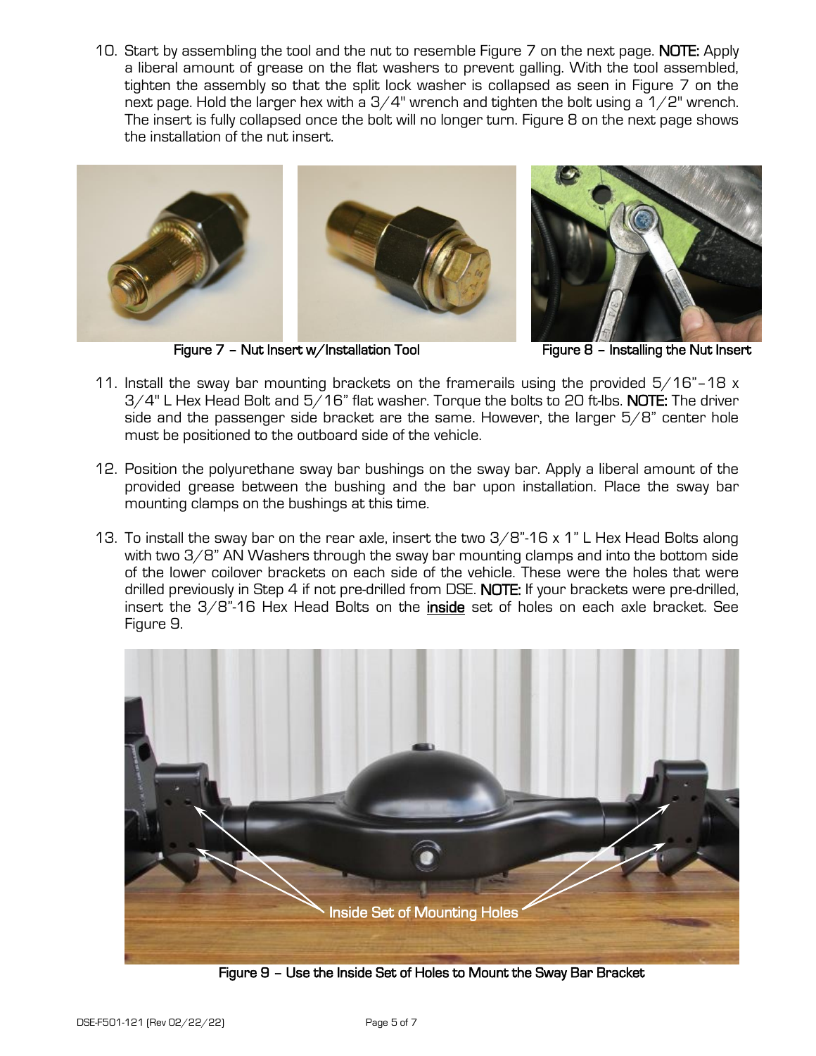10. Start by assembling the tool and the nut to resemble Figure 7 on the next page. **NOTE:** Apply a liberal amount of grease on the flat washers to prevent galling. With the tool assembled, tighten the assembly so that the split lock washer is collapsed as seen in Figure 7 on the next page. Hold the larger hex with a 3/4" wrench and tighten the bolt using a 1/2" wrench. The insert is fully collapsed once the bolt will no longer turn. Figure 8 on the next page shows the installation of the nut insert.

Figure 7 – Nut Insert w/Installation Tool

Figure 8 – Installing the Nut Insert

11. Install the sway bar mounting brackets on the framerails using the provided 5/16"-18 x 3/4" L Hex Head Bolt and 5/16" flat washer. Torque the bolts to 20 ft-lbs. **NOTE:** The driver side and the passenger side bracket are the same. However, the larger 5/8" center hole must be positioned to the outboard side of the vehicle.

12. Position the polyurethane sway bar bushings on the sway bar. Apply a liberal amount of the provided grease between the bushing and the bar upon installation. Place the sway bar mounting clamps on the bushings at this time.

13. To install the sway bar on the rear axle, insert the two 3/8"-16 x 1" L Hex Head Bolts along with two 3/8" AN Washers through the sway bar mounting clamps and into the bottom side of the lower coilover brackets on each side of the vehicle. These were the holes that were drilled previously in Step 4 if not pre-drilled from DSE. **NOTE:** If your brackets were pre-drilled, insert the 3/8"-16 Hex Head Bolts on the **inside** set of holes on each axle bracket. See Figure 9.

Inside Set of Mounting Holes

Figure 9 – Use the Inside Set of Holes to Mount the Sway Bar Bracket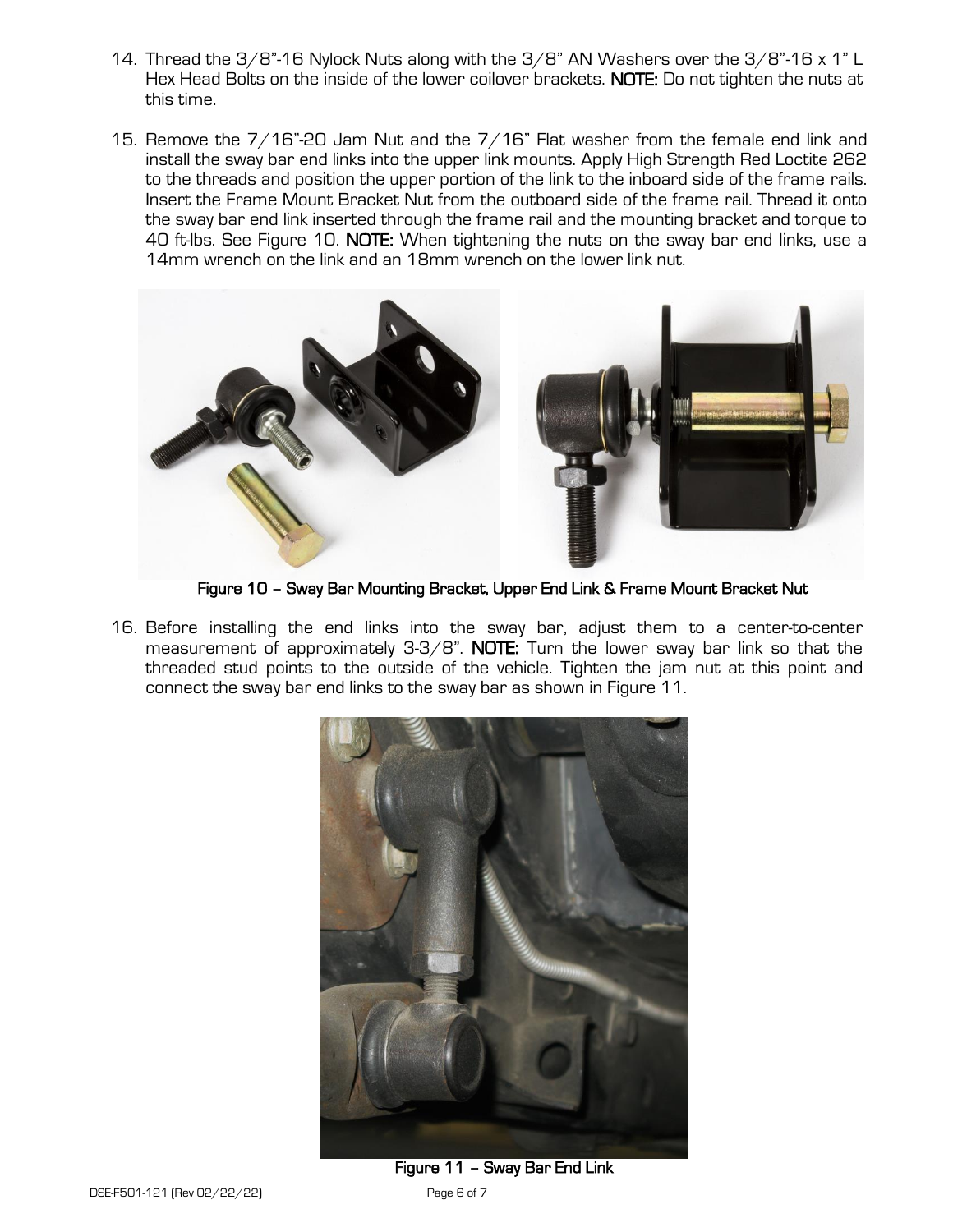14. Thread the 3/8"-16 Nylock Nuts along with the 3/8" AN Washers over the 3/8"-16 x 1" L Hex Head Bolts on the inside of the lower coilover brackets. **NOTE:** Do not tighten the nuts at this time.

15. Remove the 7/16"-20 Jam Nut and the 7/16" Flat washer from the female end link and install the sway bar end links into the upper link mounts. Apply High Strength Red Loctite 262 to the threads and position the upper portion of the link to the inboard side of the frame rails. Insert the Frame Mount Bracket Nut from the outboard side of the frame rail. Thread it onto the sway bar end link inserted through the frame rail and the mounting bracket and torque to 40 ft-lbs. See Figure 10. **NOTE:** When tightening the nuts on the sway bar end links, use a 14mm wrench on the link and an 18mm wrench on the lower link nut.

**Figure 10 – Sway Bar Mounting Bracket, Upper End Link & Frame Mount Bracket Nut**

16. Before installing the end links into the sway bar, adjust them to a center-to-center measurement of approximately 3-3/8". **NOTE:** Turn the lower sway bar link so that the threaded stud points to the outside of the vehicle. Tighten the jam nut at this point and connect the sway bar end links to the sway bar as shown in Figure 11.

**Figure 11 – Sway Bar End Link**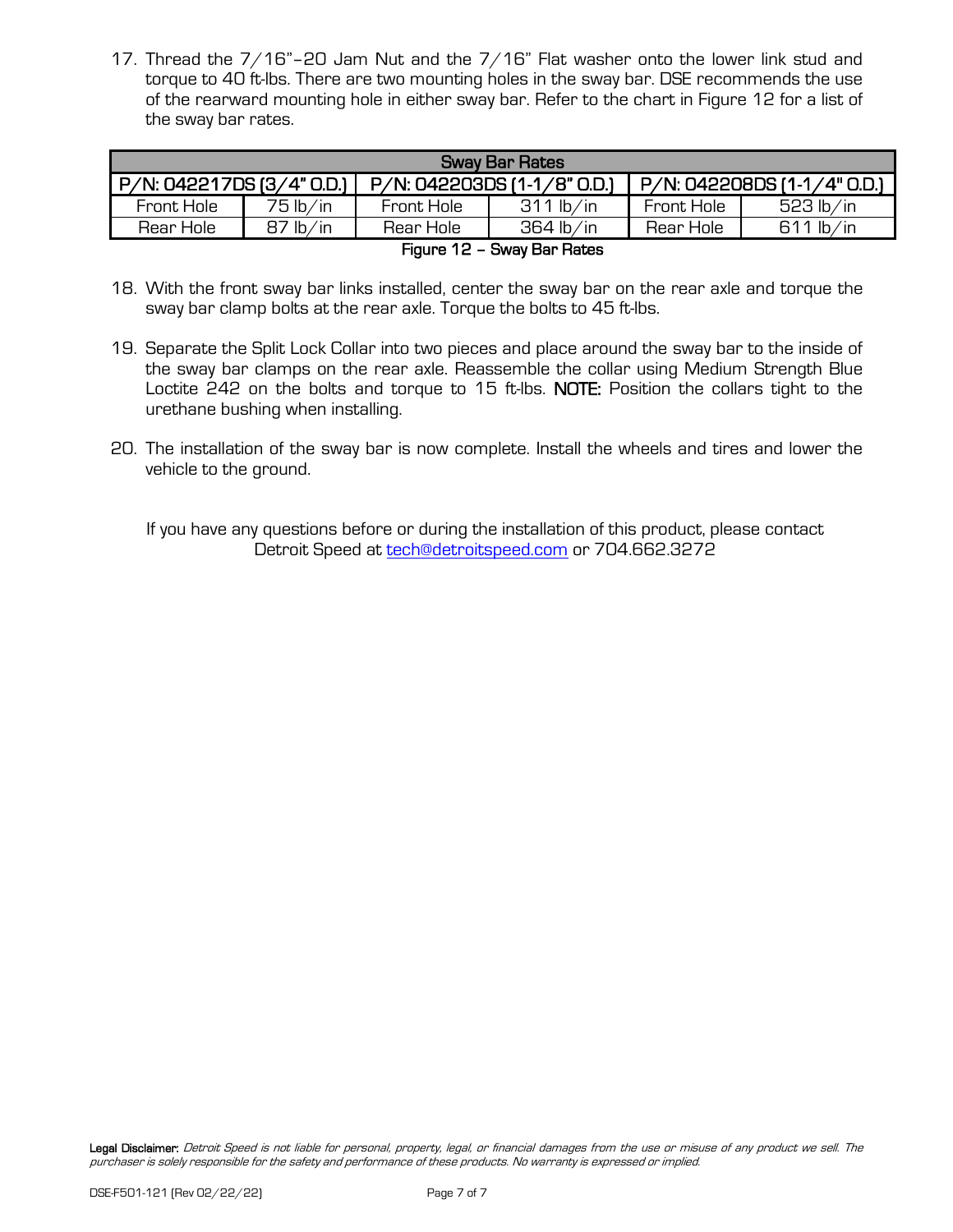17. Thread the 7/16"-20 Jam Nut and the 7/16" Flat washer onto the lower link stud and torque to 40 ft-lbs. There are two mounting holes in the sway bar. DSE recommends the use of the rearward mounting hole in either sway bar. Refer to the chart in Figure 12 for a list of the sway bar rates.

| Sway Bar Rates | | | | | |
|---|---|---|---|---|---|
| P/N: 042217DS (3/4" O.D.) | | P/N: 042203DS (1-1/8" O.D.) | | P/N: 042208DS (1-1/4" O.D.) | |
| Front Hole | 75 lb/in | Front Hole | 311 lb/in | Front Hole | 523 lb/in |
| Rear Hole | 87 lb/in | Rear Hole | 364 lb/in | Rear Hole | 611 lb/in |

**Figure 12 – Sway Bar Rates**

18. With the front sway bar links installed, center the sway bar on the rear axle and torque the sway bar clamp bolts at the rear axle. Torque the bolts to 45 ft-lbs.

19. Separate the Split Lock Collar into two pieces and place around the sway bar to the inside of the sway bar clamps on the rear axle. Reassemble the collar using Medium Strength Blue Loctite 242 on the bolts and torque to 15 ft-lbs. **NOTE:** Position the collars tight to the urethane bushing when installing.

20. The installation of the sway bar is now complete. Install the wheels and tires and lower the vehicle to the ground.

If you have any questions before or during the installation of this product, please contact Detroit Speed at tech@detroitspeed.com or 704.662.3272

**Legal Disclaimer:** *Detroit Speed is not liable for personal, property, legal, or financial damages from the use or misuse of any product we sell. The purchaser is solely responsible for the safety and performance of these products. No warranty is expressed or implied.*

DSE-F501-121 (Rev 02/22/22)